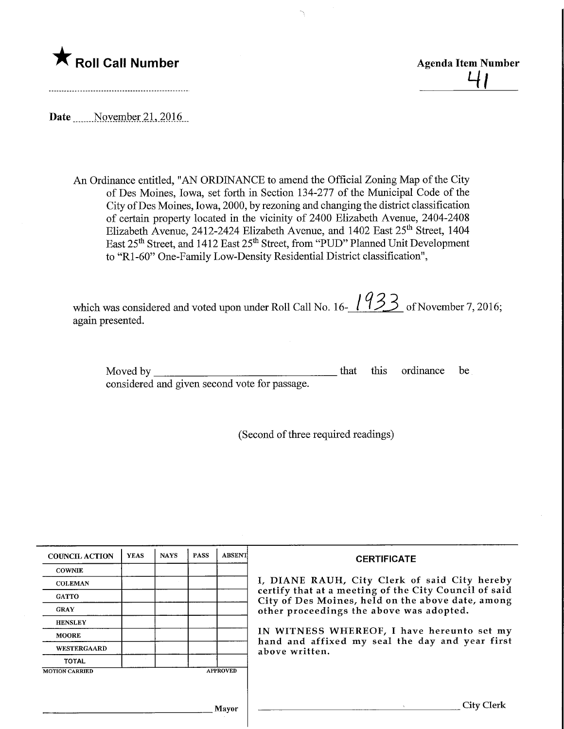★ **Roll Call Number**

**Agenda Item Number**

41

**Date** November 21, 2016

An Ordinance entitled, "AN ORDINANCE to amend the Official Zoning Map of the City of Des Moines, Iowa, set forth in Section 134-277 of the Municipal Code of the City of Des Moines, Iowa, 2000, by rezoning and changing the district classification of certain property located in the vicinity of 2400 Elizabeth Avenue, 2404-2408 Elizabeth Avenue, 2412-2424 Elizabeth Avenue, and 1402 East 25th Street, 1404 East 25th Street, and 1412 East 25th Street, from "PUD" Planned Unit Development to "R1-60" One-Family Low-Density Residential District classification",

which was considered and voted upon under Roll Call No. 16-1933 of November 7, 2016; again presented.

Moved by ______________________ that this ordinance be considered and given second vote for passage.

(Second of three required readings)

| COUNCIL ACTION | YEAS | NAYS | PASS | ABSENT |
|---|---|---|---|---|
| COWNIE | | | | |
| COLEMAN | | | | |
| GATTO | | | | |
| GRAY | | | | |
| HENSLEY | | | | |
| MOORE | | | | |
| WESTERGAARD | | | | |
| TOTAL | | | | |

MOTION CARRIED APPROVED

______________________ Mayor

**CERTIFICATE**

I, DIANE RAUH, City Clerk of said City hereby certify that at a meeting of the City Council of said City of Des Moines, held on the above date, among other proceedings the above was adopted.

IN WITNESS WHEREOF, I have hereunto set my hand and affixed my seal the day and year first above written.

______________________ City Clerk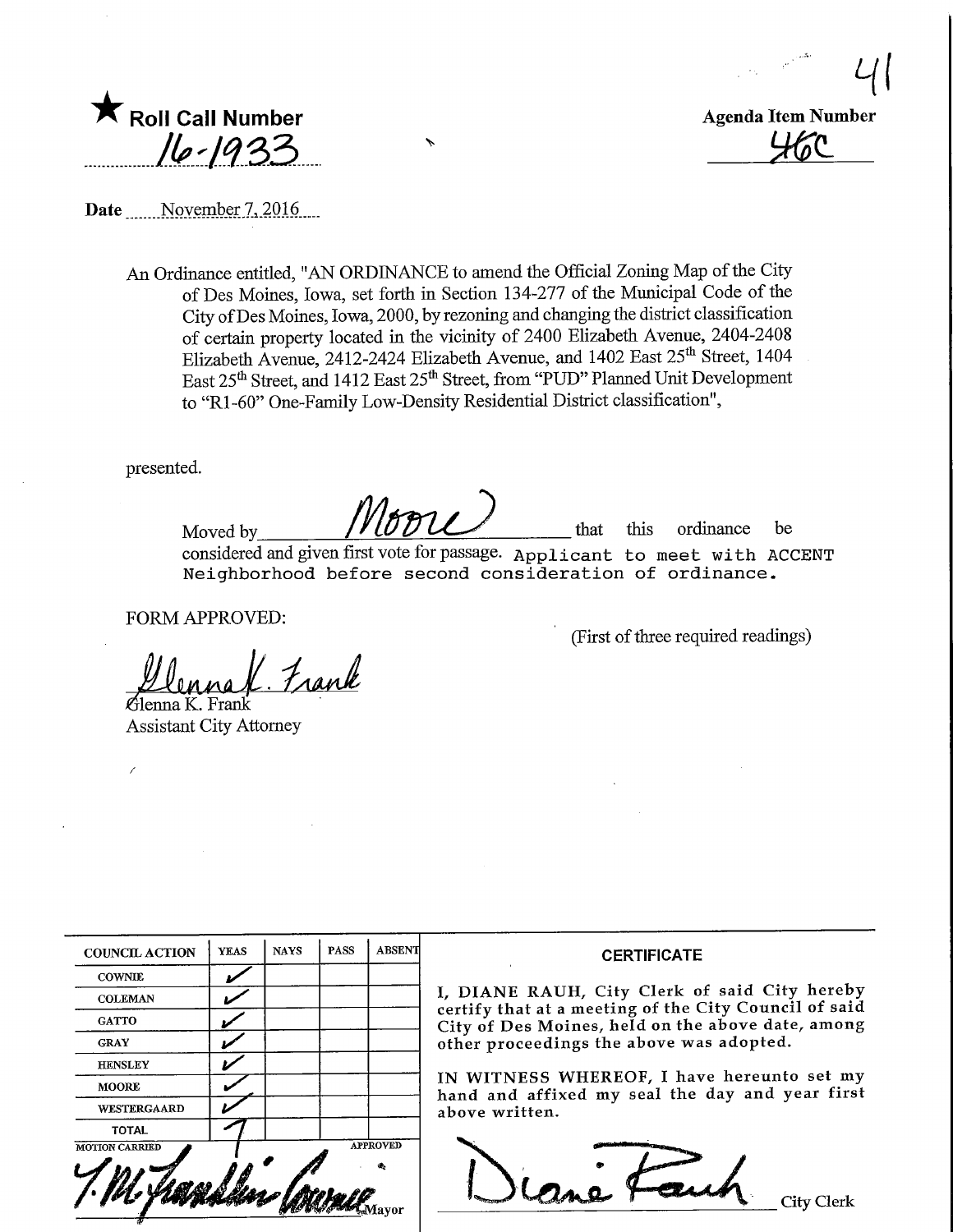★ **Roll Call Number**

16-1933

**Agenda Item Number**

46C

41

**Date** November 7, 2016

An Ordinance entitled, "AN ORDINANCE to amend the Official Zoning Map of the City of Des Moines, Iowa, set forth in Section 134-277 of the Municipal Code of the City of Des Moines, Iowa, 2000, by rezoning and changing the district classification of certain property located in the vicinity of 2400 Elizabeth Avenue, 2404-2408 Elizabeth Avenue, 2412-2424 Elizabeth Avenue, and 1402 East 25th Street, 1404 East 25th Street, and 1412 East 25th Street, from "PUD" Planned Unit Development to "R1-60" One-Family Low-Density Residential District classification",

presented.

Moved by Moore that this ordinance be considered and given first vote for passage. Applicant to meet with ACCENT Neighborhood before second consideration of ordinance.

FORM APPROVED:

(First of three required readings)

Glenna K. Frank
Assistant City Attorney

| COUNCIL ACTION | YEAS | NAYS | PASS | ABSENT |
|---|---|---|---|---|
| COWNIE | ✓ | | | |
| COLEMAN | ✓ | | | |
| GATTO | ✓ | | | |
| GRAY | ✓ | | | |
| HENSLEY | ✓ | | | |
| MOORE | ✓ | | | |
| WESTERGAARD | ✓ | | | |
| TOTAL | 7 | | | |

MOTION CARRIED APPROVED

T.M. Franklin Cownie, Mayor

**CERTIFICATE**

I, DIANE RAUH, City Clerk of said City hereby certify that at a meeting of the City Council of said City of Des Moines, held on the above date, among other proceedings the above was adopted.

IN WITNESS WHEREOF, I have hereunto set my hand and affixed my seal the day and year first above written.

Diane Rauh City Clerk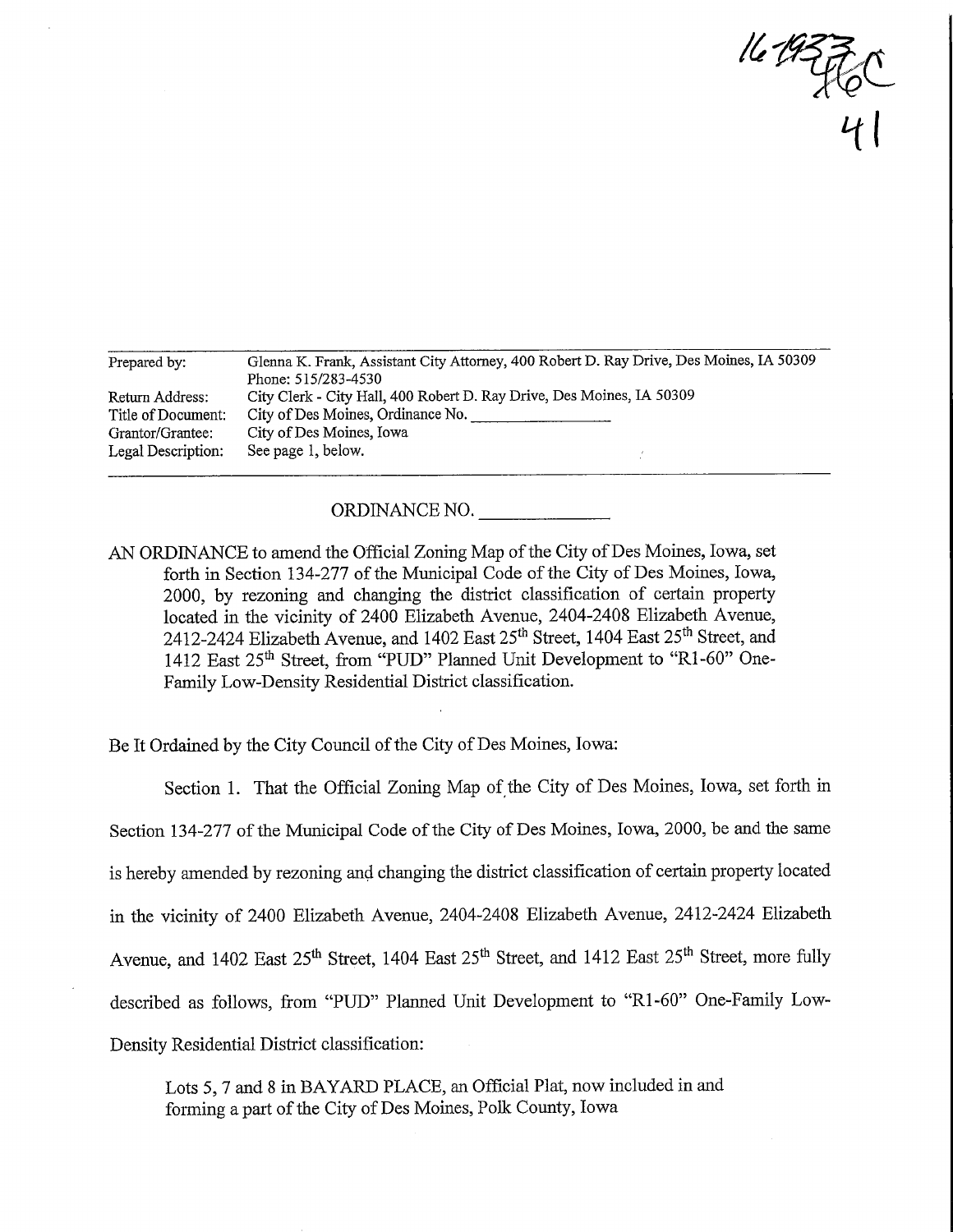16-1933

46C

41

| | |
|---|---|
| Prepared by: | Glenna K. Frank, Assistant City Attorney, 400 Robert D. Ray Drive, Des Moines, IA 50309 Phone: 515/283-4530 |
| Return Address: | City Clerk - City Hall, 400 Robert D. Ray Drive, Des Moines, IA 50309 |
| Title of Document: | City of Des Moines, Ordinance No. ________________ |
| Grantor/Grantee: | City of Des Moines, Iowa |
| Legal Description: | See page 1, below. |

ORDINANCE NO. ______________

AN ORDINANCE to amend the Official Zoning Map of the City of Des Moines, Iowa, set forth in Section 134-277 of the Municipal Code of the City of Des Moines, Iowa, 2000, by rezoning and changing the district classification of certain property located in the vicinity of 2400 Elizabeth Avenue, 2404-2408 Elizabeth Avenue, 2412-2424 Elizabeth Avenue, and 1402 East 25th Street, 1404 East 25th Street, and 1412 East 25th Street, from "PUD" Planned Unit Development to "R1-60" One-Family Low-Density Residential District classification.

Be It Ordained by the City Council of the City of Des Moines, Iowa:

Section 1. That the Official Zoning Map of the City of Des Moines, Iowa, set forth in Section 134-277 of the Municipal Code of the City of Des Moines, Iowa, 2000, be and the same is hereby amended by rezoning and changing the district classification of certain property located in the vicinity of 2400 Elizabeth Avenue, 2404-2408 Elizabeth Avenue, 2412-2424 Elizabeth Avenue, and 1402 East 25th Street, 1404 East 25th Street, and 1412 East 25th Street, more fully described as follows, from "PUD" Planned Unit Development to "R1-60" One-Family Low-Density Residential District classification:

Lots 5, 7 and 8 in BAYARD PLACE, an Official Plat, now included in and forming a part of the City of Des Moines, Polk County, Iowa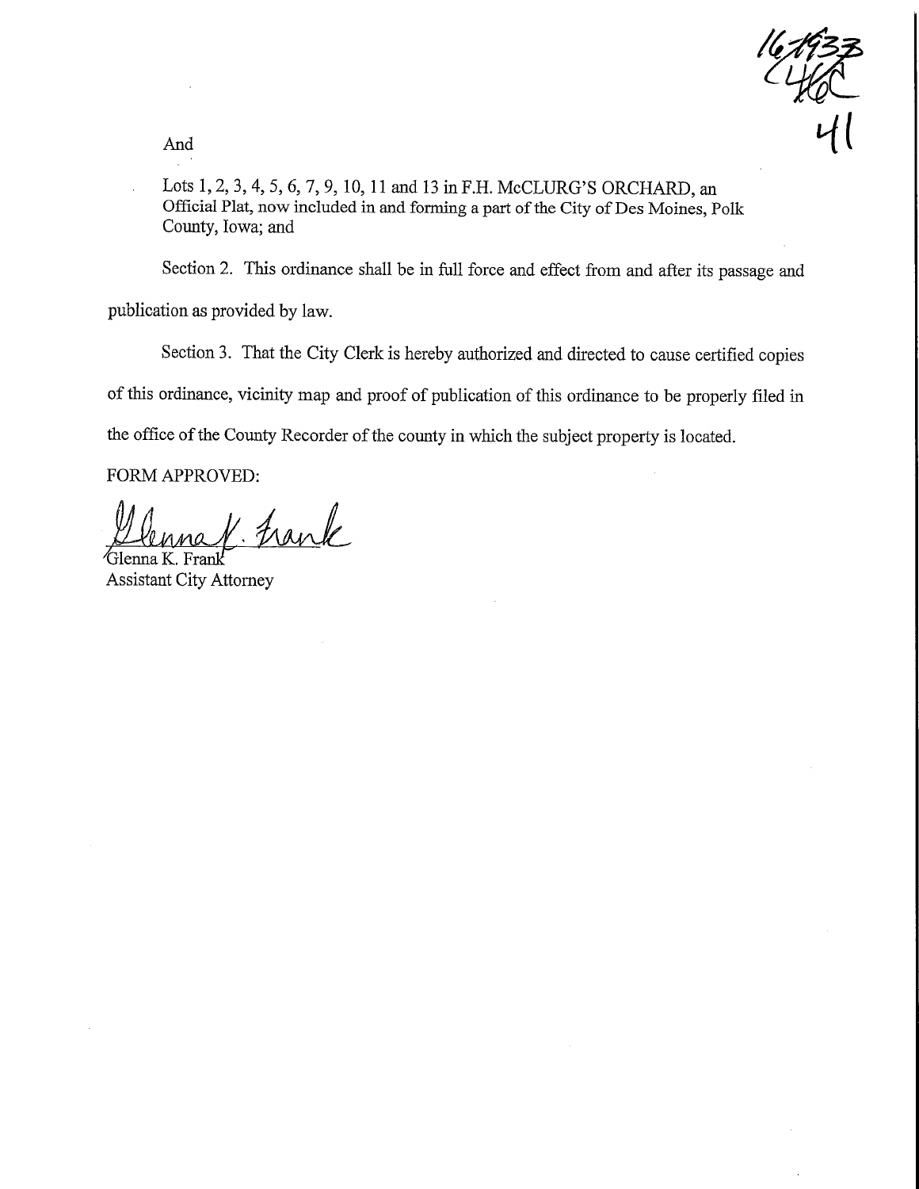16-1933
46C
41

And

Lots 1, 2, 3, 4, 5, 6, 7, 9, 10, 11 and 13 in F.H. McCLURG'S ORCHARD, an Official Plat, now included in and forming a part of the City of Des Moines, Polk County, Iowa; and

Section 2. This ordinance shall be in full force and effect from and after its passage and publication as provided by law.

Section 3. That the City Clerk is hereby authorized and directed to cause certified copies of this ordinance, vicinity map and proof of publication of this ordinance to be properly filed in the office of the County Recorder of the county in which the subject property is located.

FORM APPROVED:

Glenna K. Frank

Glenna K. Frank
Assistant City Attorney